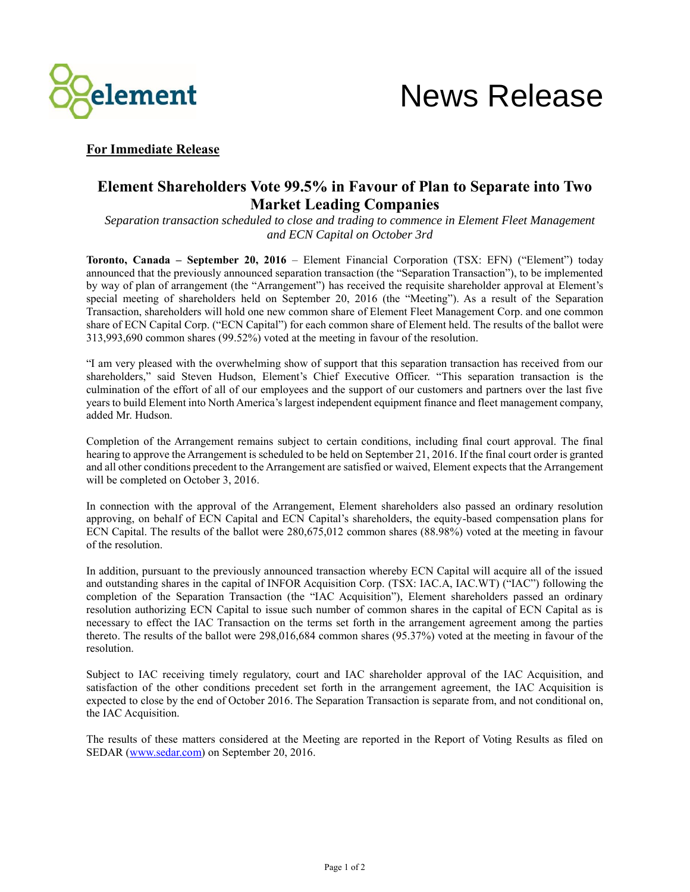News Release

**For Immediate Release**

# Element Shareholders Vote 99.5% in Favour of Plan to Separate into Two Market Leading Companies

*Separation transaction scheduled to close and trading to commence in Element Fleet Management and ECN Capital on October 3rd*

**Toronto, Canada – September 20, 2016** – Element Financial Corporation (TSX: EFN) ("Element") today announced that the previously announced separation transaction (the "Separation Transaction"), to be implemented by way of plan of arrangement (the "Arrangement") has received the requisite shareholder approval at Element's special meeting of shareholders held on September 20, 2016 (the "Meeting"). As a result of the Separation Transaction, shareholders will hold one new common share of Element Fleet Management Corp. and one common share of ECN Capital Corp. ("ECN Capital") for each common share of Element held. The results of the ballot were 313,993,690 common shares (99.52%) voted at the meeting in favour of the resolution.

"I am very pleased with the overwhelming show of support that this separation transaction has received from our shareholders," said Steven Hudson, Element's Chief Executive Officer. "This separation transaction is the culmination of the effort of all of our employees and the support of our customers and partners over the last five years to build Element into North America's largest independent equipment finance and fleet management company, added Mr. Hudson.

Completion of the Arrangement remains subject to certain conditions, including final court approval. The final hearing to approve the Arrangement is scheduled to be held on September 21, 2016. If the final court order is granted and all other conditions precedent to the Arrangement are satisfied or waived, Element expects that the Arrangement will be completed on October 3, 2016.

In connection with the approval of the Arrangement, Element shareholders also passed an ordinary resolution approving, on behalf of ECN Capital and ECN Capital's shareholders, the equity-based compensation plans for ECN Capital. The results of the ballot were 280,675,012 common shares (88.98%) voted at the meeting in favour of the resolution.

In addition, pursuant to the previously announced transaction whereby ECN Capital will acquire all of the issued and outstanding shares in the capital of INFOR Acquisition Corp. (TSX: IAC.A, IAC.WT) ("IAC") following the completion of the Separation Transaction (the "IAC Acquisition"), Element shareholders passed an ordinary resolution authorizing ECN Capital to issue such number of common shares in the capital of ECN Capital as is necessary to effect the IAC Transaction on the terms set forth in the arrangement agreement among the parties thereto. The results of the ballot were 298,016,684 common shares (95.37%) voted at the meeting in favour of the resolution.

Subject to IAC receiving timely regulatory, court and IAC shareholder approval of the IAC Acquisition, and satisfaction of the other conditions precedent set forth in the arrangement agreement, the IAC Acquisition is expected to close by the end of October 2016. The Separation Transaction is separate from, and not conditional on, the IAC Acquisition.

The results of these matters considered at the Meeting are reported in the Report of Voting Results as filed on SEDAR (www.sedar.com) on September 20, 2016.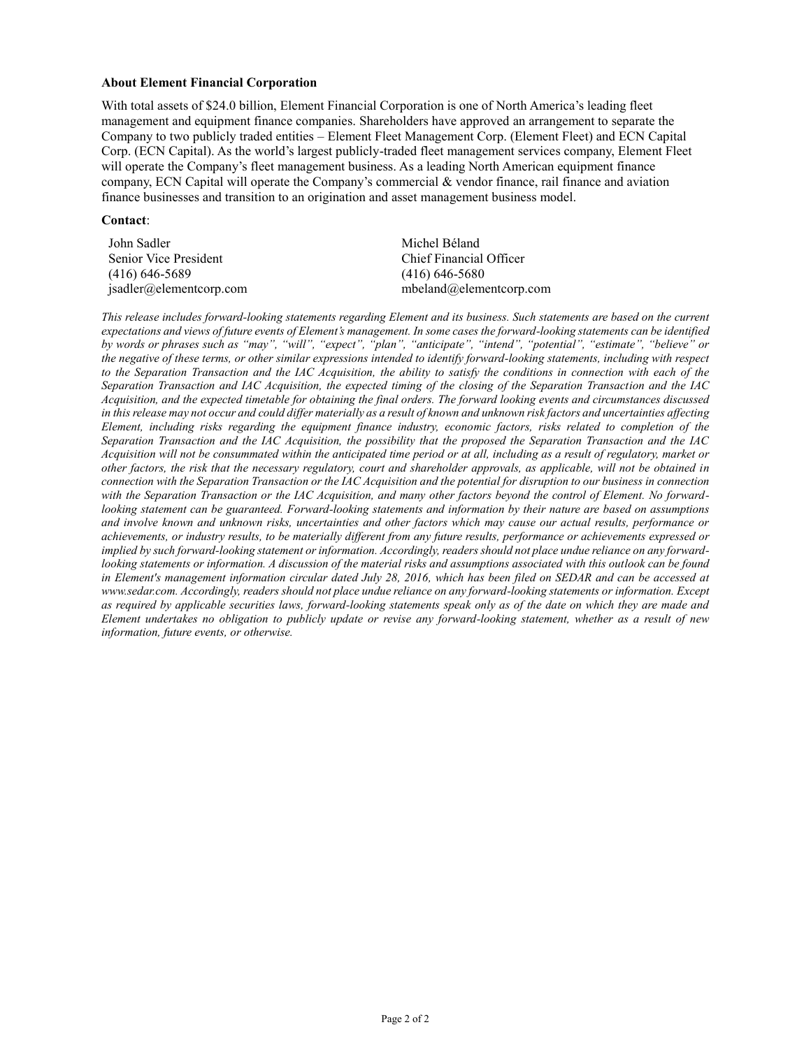**About Element Financial Corporation**

With total assets of $24.0 billion, Element Financial Corporation is one of North America's leading fleet management and equipment finance companies. Shareholders have approved an arrangement to separate the Company to two publicly traded entities – Element Fleet Management Corp. (Element Fleet) and ECN Capital Corp. (ECN Capital). As the world's largest publicly-traded fleet management services company, Element Fleet will operate the Company's fleet management business. As a leading North American equipment finance company, ECN Capital will operate the Company's commercial & vendor finance, rail finance and aviation finance businesses and transition to an origination and asset management business model.

**Contact**:

John Sadler
Senior Vice President
(416) 646-5689
jsadler@elementcorp.com

Michel Béland
Chief Financial Officer
(416) 646-5680
mbeland@elementcorp.com

*This release includes forward-looking statements regarding Element and its business. Such statements are based on the current expectations and views of future events of Element's management. In some cases the forward-looking statements can be identified by words or phrases such as "may", "will", "expect", "plan", "anticipate", "intend", "potential", "estimate", "believe" or the negative of these terms, or other similar expressions intended to identify forward-looking statements, including with respect to the Separation Transaction and the IAC Acquisition, the ability to satisfy the conditions in connection with each of the Separation Transaction and IAC Acquisition, the expected timing of the closing of the Separation Transaction and the IAC Acquisition, and the expected timetable for obtaining the final orders. The forward looking events and circumstances discussed in this release may not occur and could differ materially as a result of known and unknown risk factors and uncertainties affecting Element, including risks regarding the equipment finance industry, economic factors, risks related to completion of the Separation Transaction and the IAC Acquisition, the possibility that the proposed the Separation Transaction and the IAC Acquisition will not be consummated within the anticipated time period or at all, including as a result of regulatory, market or other factors, the risk that the necessary regulatory, court and shareholder approvals, as applicable, will not be obtained in connection with the Separation Transaction or the IAC Acquisition and the potential for disruption to our business in connection with the Separation Transaction or the IAC Acquisition, and many other factors beyond the control of Element. No forward-looking statement can be guaranteed. Forward-looking statements and information by their nature are based on assumptions and involve known and unknown risks, uncertainties and other factors which may cause our actual results, performance or achievements, or industry results, to be materially different from any future results, performance or achievements expressed or implied by such forward-looking statement or information. Accordingly, readers should not place undue reliance on any forward-looking statements or information. A discussion of the material risks and assumptions associated with this outlook can be found in Element's management information circular dated July 28, 2016, which has been filed on SEDAR and can be accessed at www.sedar.com. Accordingly, readers should not place undue reliance on any forward-looking statements or information. Except as required by applicable securities laws, forward-looking statements speak only as of the date on which they are made and Element undertakes no obligation to publicly update or revise any forward-looking statement, whether as a result of new information, future events, or otherwise.*